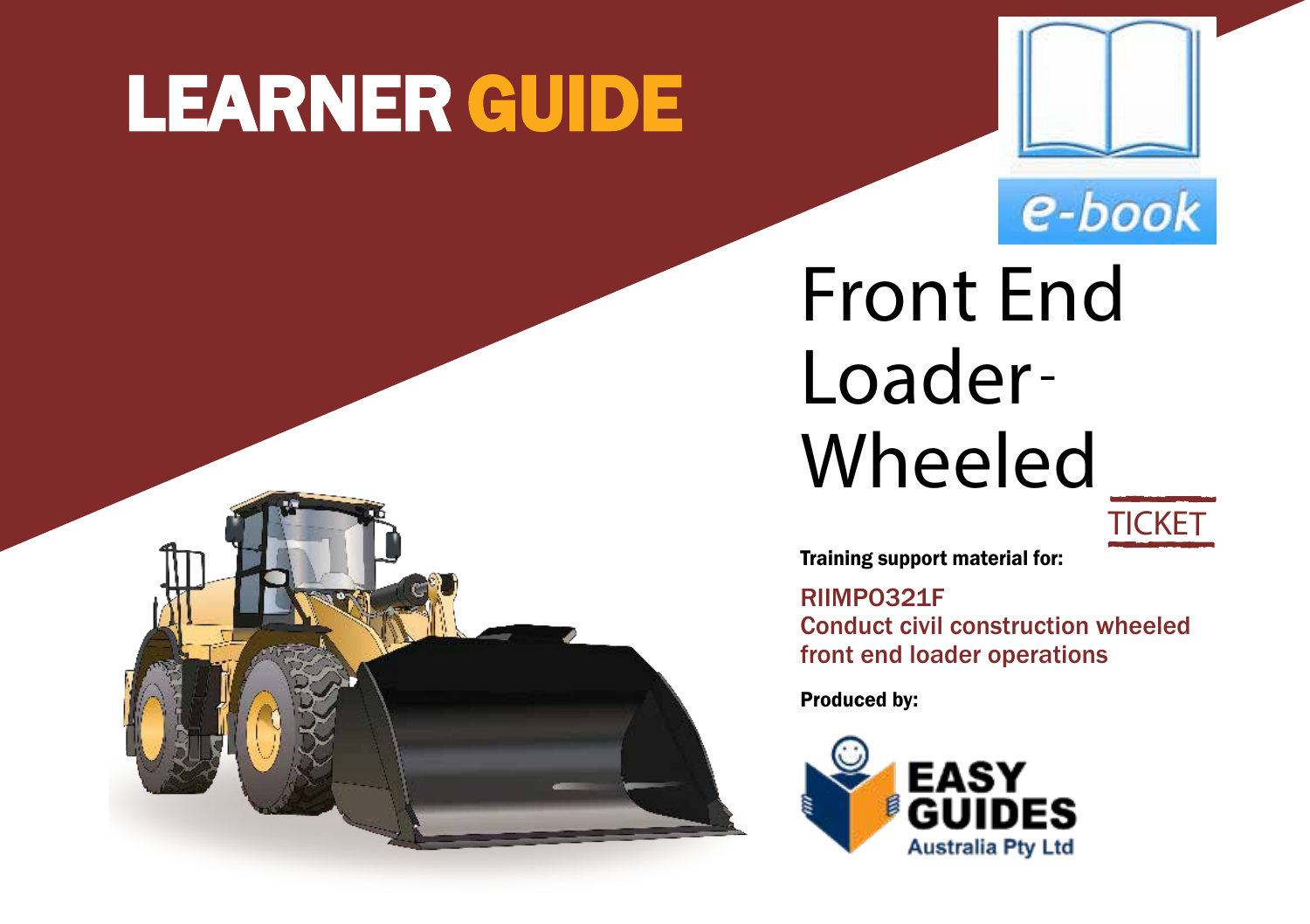# LEARNER GUIDE

e-book

# Front End Loader - Wheeled

TICKET

**Training support material for:**

RIIMPO321F
Conduct civil construction wheeled front end loader operations

**Produced by:**

EASY GUIDES
Australia Pty Ltd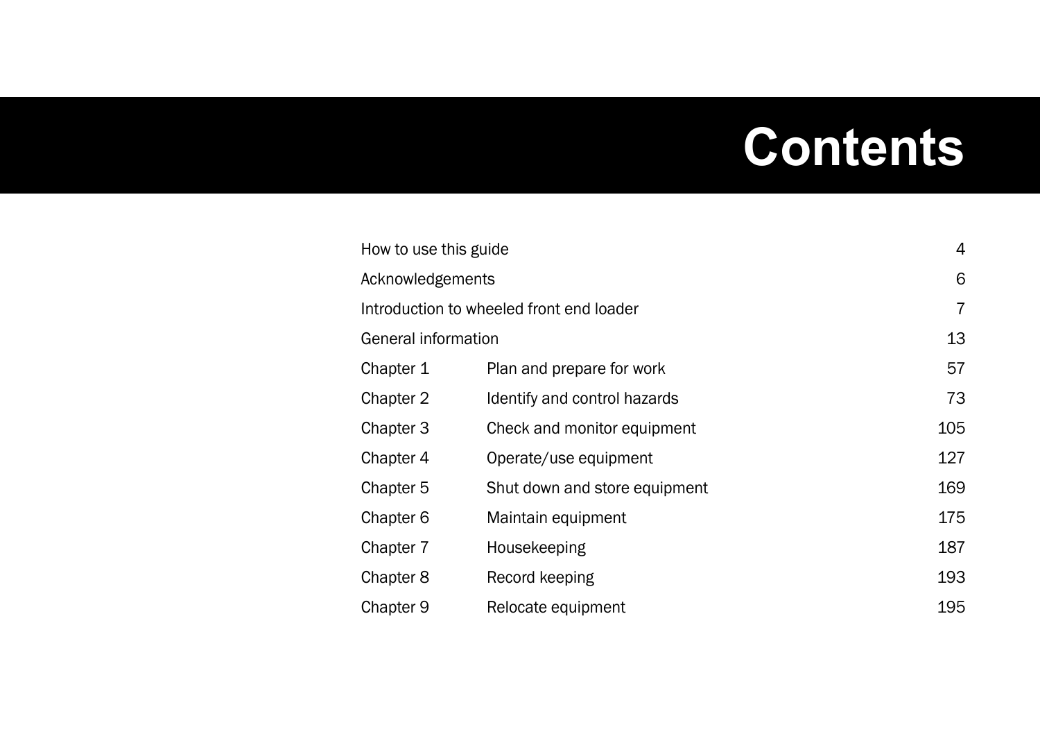# Contents

| | | |
|---|---|---|
| How to use this guide | | 4 |
| Acknowledgements | | 6 |
| Introduction to wheeled front end loader | | 7 |
| General information | | 13 |
| Chapter 1 | Plan and prepare for work | 57 |
| Chapter 2 | Identify and control hazards | 73 |
| Chapter 3 | Check and monitor equipment | 105 |
| Chapter 4 | Operate/use equipment | 127 |
| Chapter 5 | Shut down and store equipment | 169 |
| Chapter 6 | Maintain equipment | 175 |
| Chapter 7 | Housekeeping | 187 |
| Chapter 8 | Record keeping | 193 |
| Chapter 9 | Relocate equipment | 195 |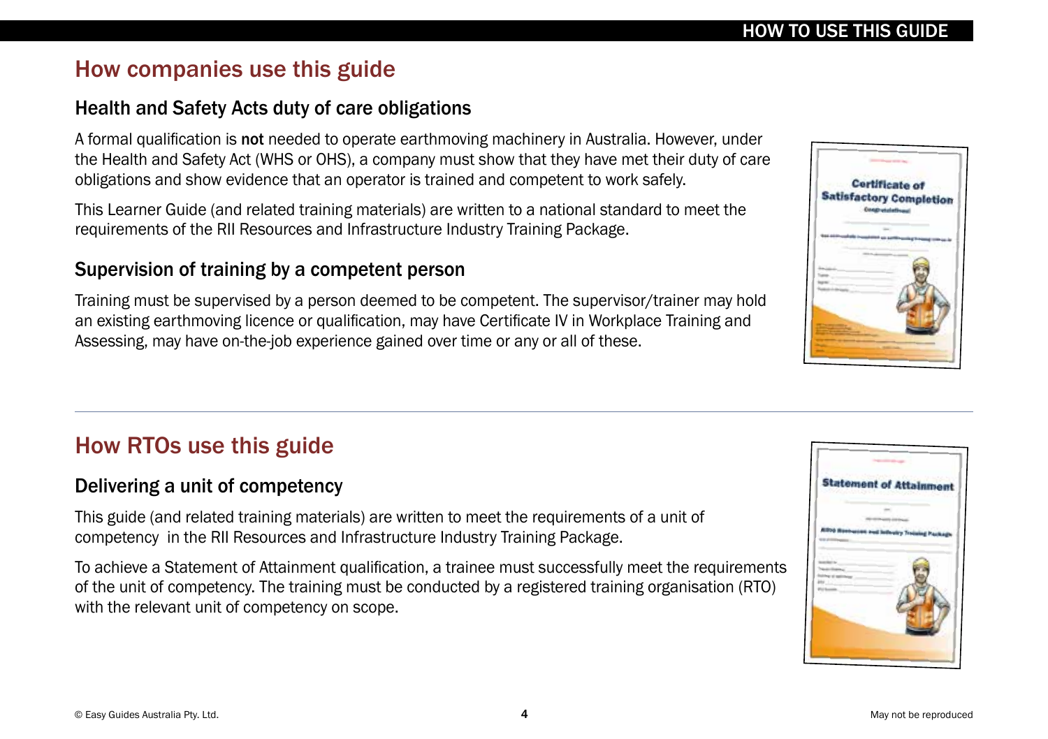## How companies use this guide

### Health and Safety Acts duty of care obligations

A formal qualification is **not** needed to operate earthmoving machinery in Australia. However, under the Health and Safety Act (WHS or OHS), a company must show that they have met their duty of care obligations and show evidence that an operator is trained and competent to work safely.

This Learner Guide (and related training materials) are written to a national standard to meet the requirements of the RII Resources and Infrastructure Industry Training Package.

### Supervision of training by a competent person

Training must be supervised by a person deemed to be competent. The supervisor/trainer may hold an existing earthmoving licence or qualification, may have Certificate IV in Workplace Training and Assessing, may have on-the-job experience gained over time or any or all of these.

---

## How RTOs use this guide

### Delivering a unit of competency

This guide (and related training materials) are written to meet the requirements of a unit of competency in the RII Resources and Infrastructure Industry Training Package.

To achieve a Statement of Attainment qualification, a trainee must successfully meet the requirements of the unit of competency. The training must be conducted by a registered training organisation (RTO) with the relevant unit of competency on scope.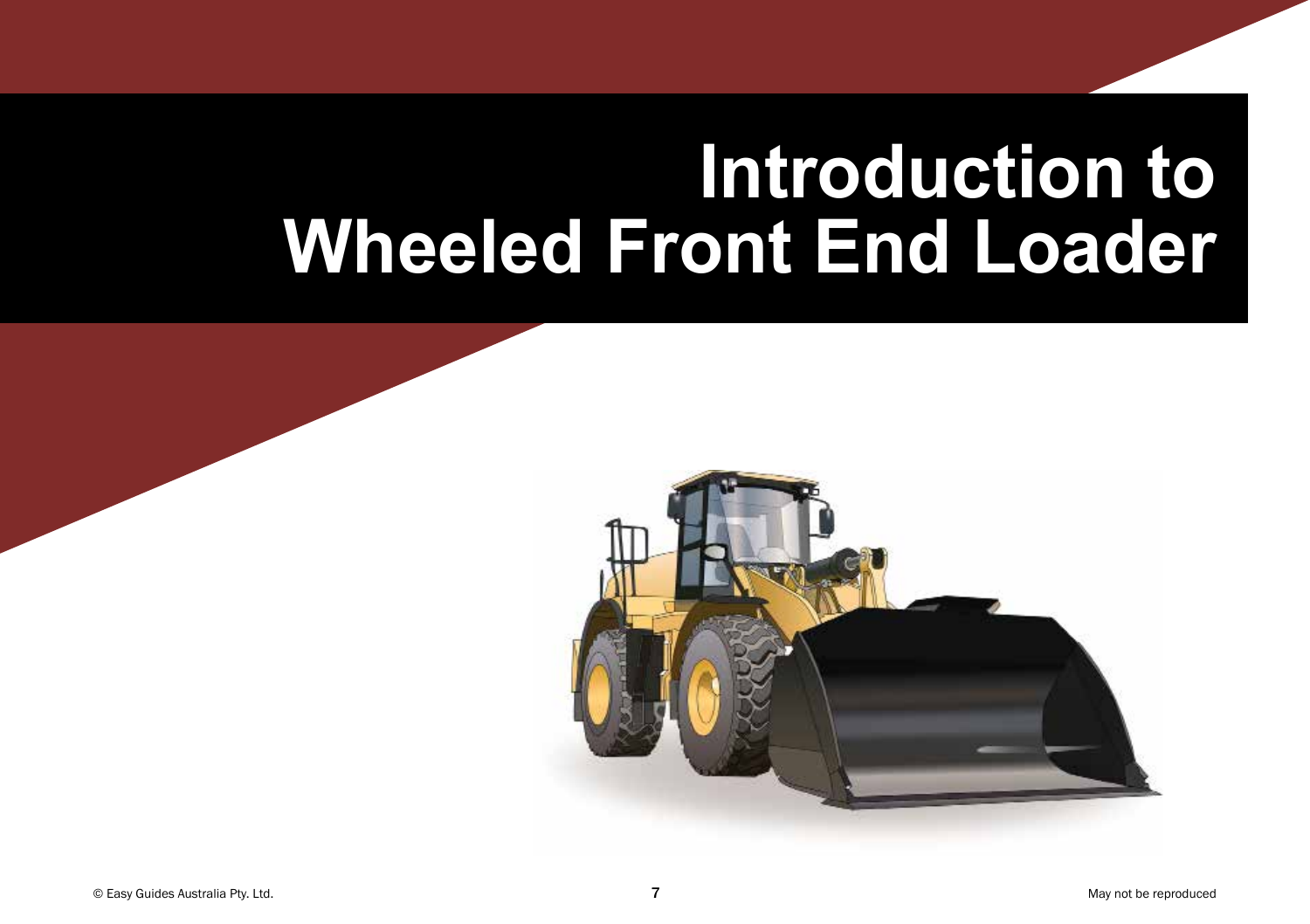# Introduction to Wheeled Front End Loader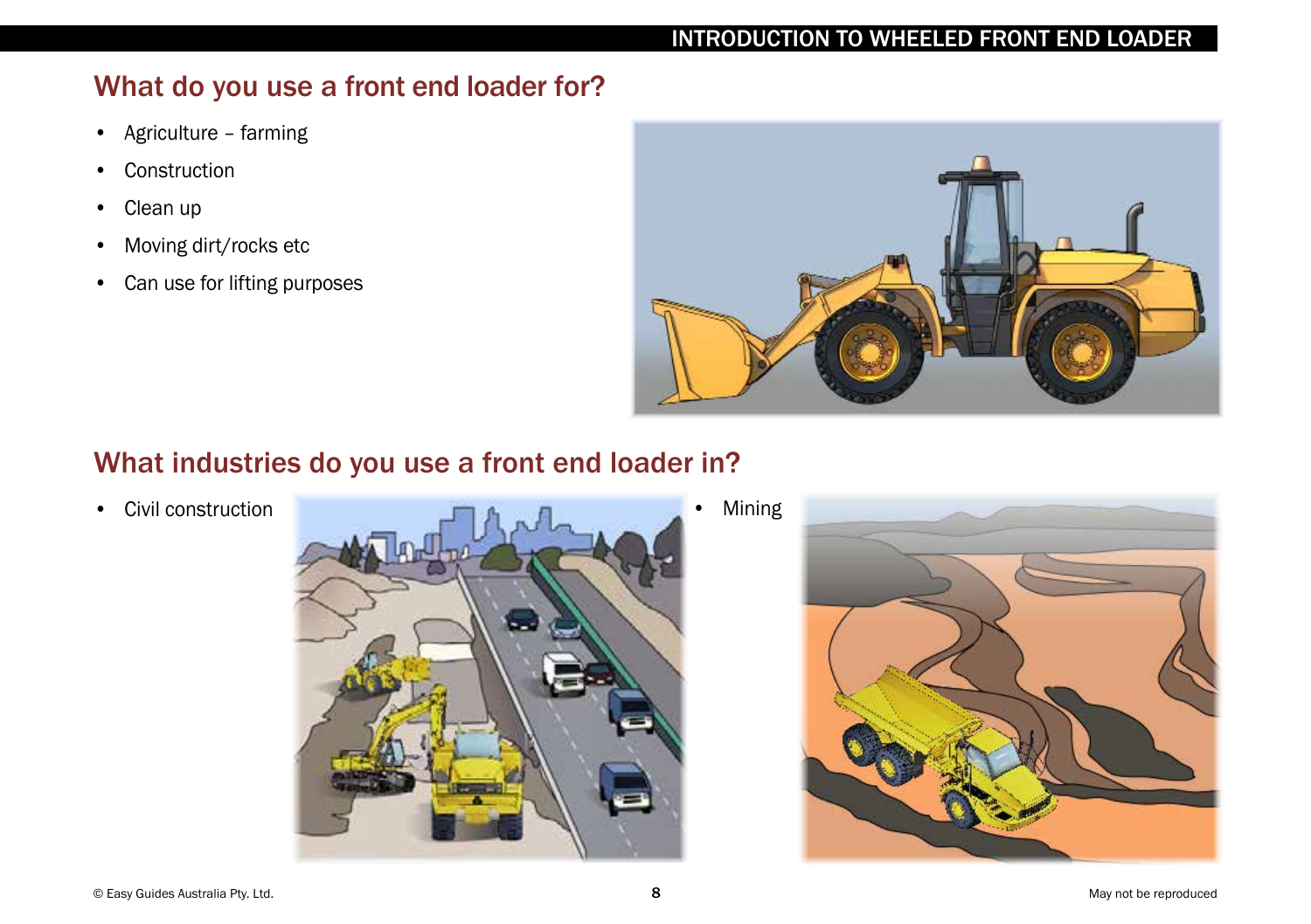## What do you use a front end loader for?

- Agriculture – farming
- Construction
- Clean up
- Moving dirt/rocks etc
- Can use for lifting purposes

## What industries do you use a front end loader in?

- Civil construction
- Mining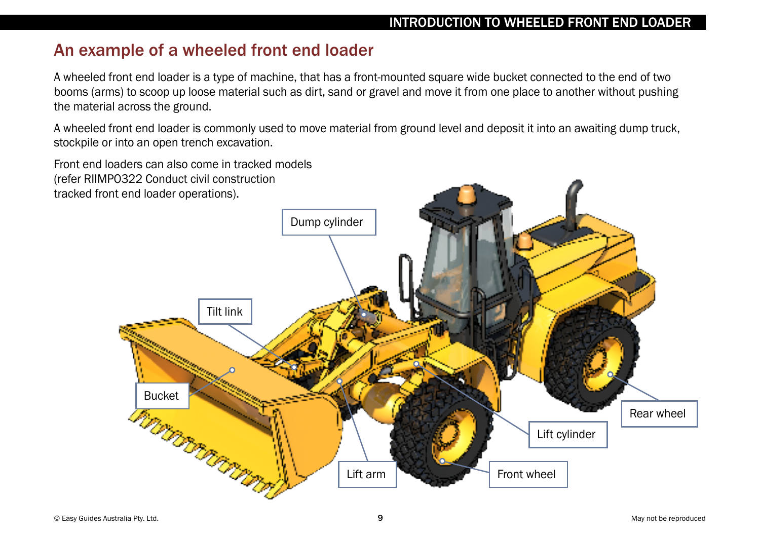## An example of a wheeled front end loader

A wheeled front end loader is a type of machine, that has a front-mounted square wide bucket connected to the end of two booms (arms) to scoop up loose material such as dirt, sand or gravel and move it from one place to another without pushing the material across the ground.

A wheeled front end loader is commonly used to move material from ground level and deposit it into an awaiting dump truck, stockpile or into an open trench excavation.

Front end loaders can also come in tracked models (refer RIIMPO322 Conduct civil construction tracked front end loader operations).

Dump cylinder

Tilt link

Bucket

Lift arm

Front wheel

Lift cylinder

Rear wheel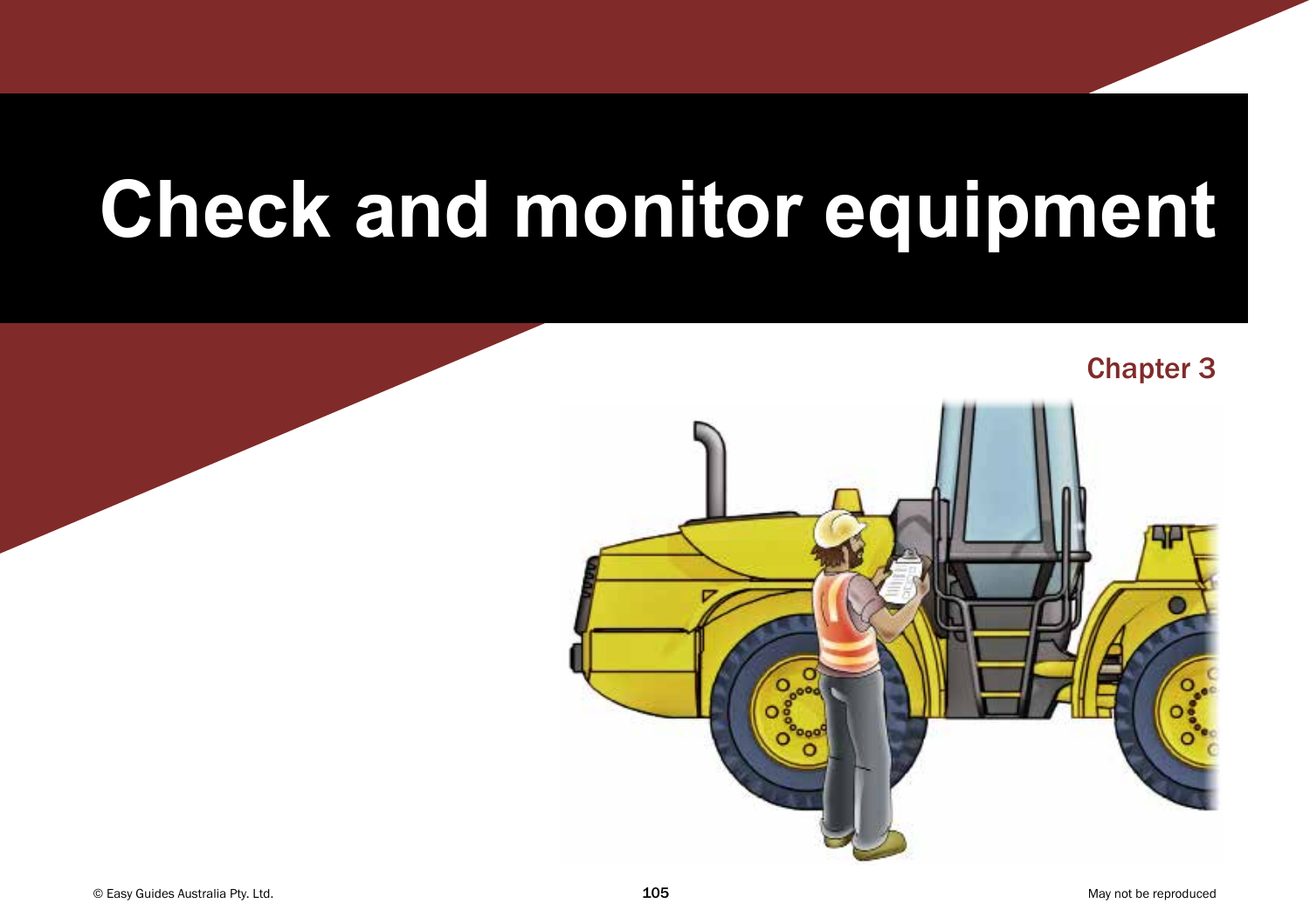# Check and monitor equipment

Chapter 3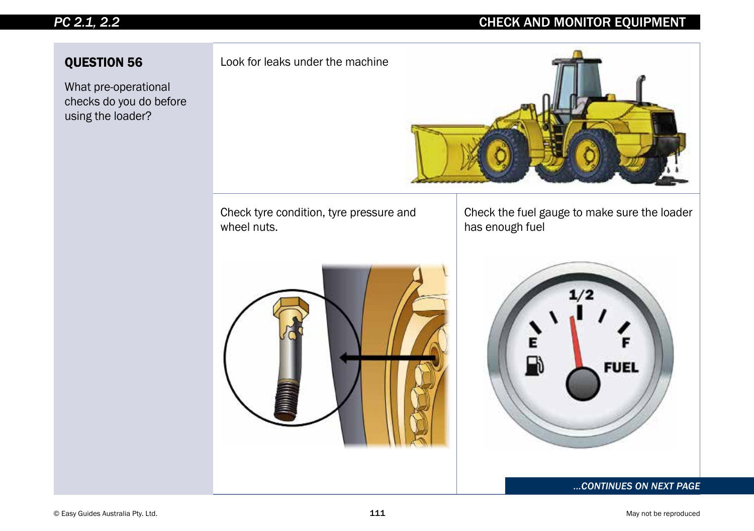## QUESTION 56

What pre-operational checks do you do before using the loader?

Look for leaks under the machine

Check tyre condition, tyre pressure and wheel nuts.

Check the fuel gauge to make sure the loader has enough fuel

*...CONTINUES ON NEXT PAGE*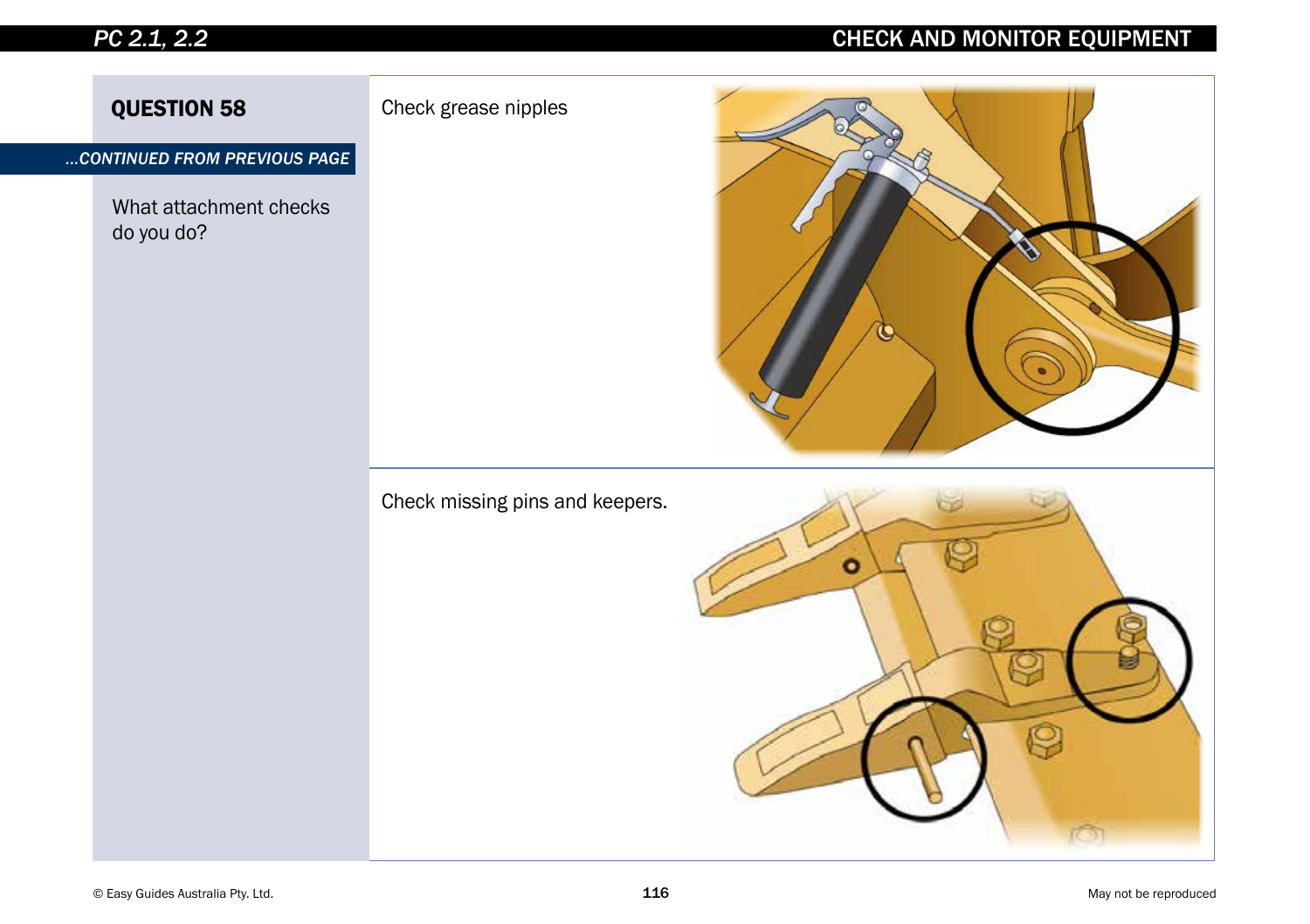## QUESTION 58

*...CONTINUED FROM PREVIOUS PAGE*

What attachment checks do you do?

Check grease nipples

Check missing pins and keepers.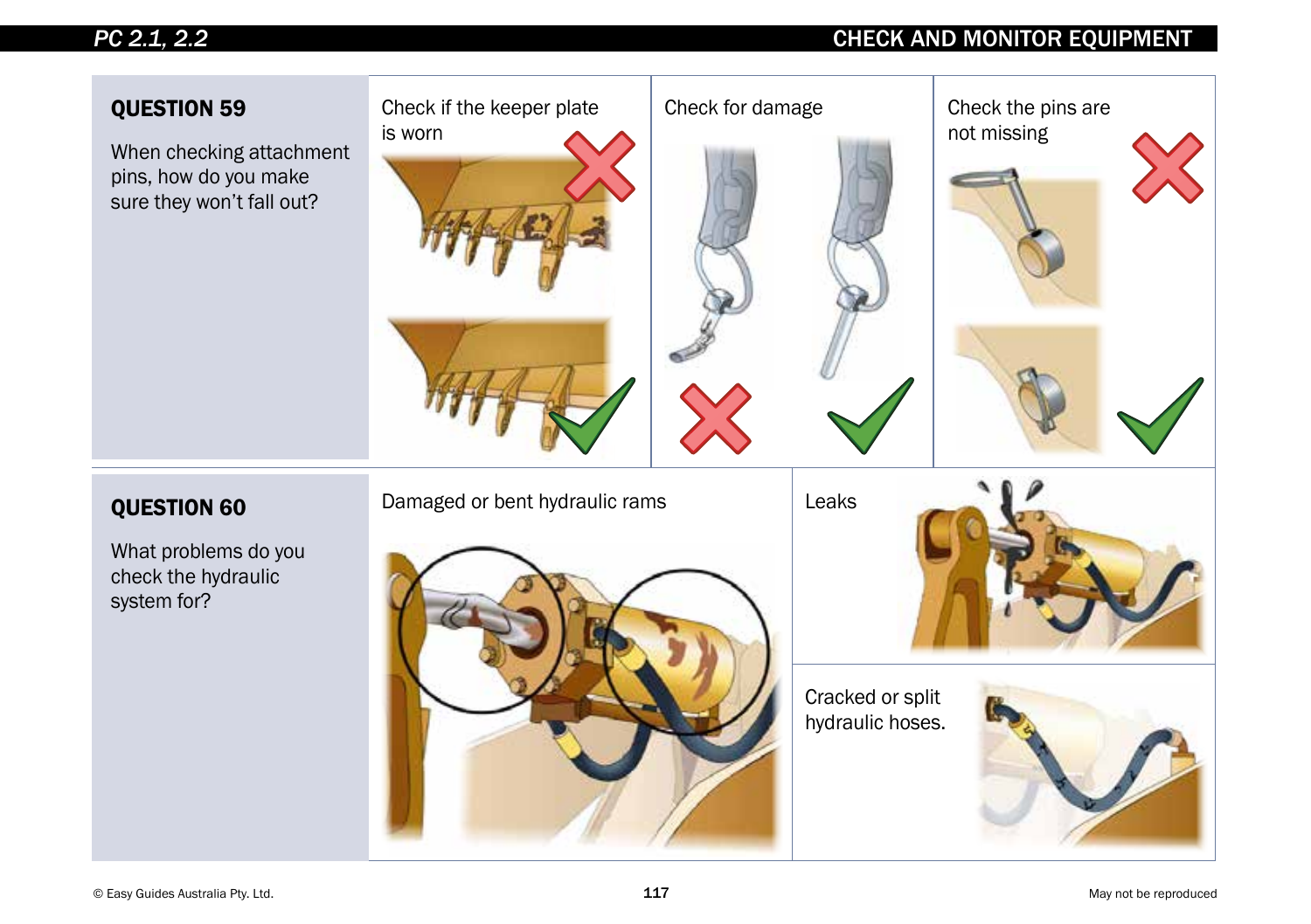## QUESTION 59

When checking attachment pins, how do you make sure they won't fall out?

Check if the keeper plate is worn

Check for damage

Check the pins are not missing

## QUESTION 60

What problems do you check the hydraulic system for?

Damaged or bent hydraulic rams

Leaks

Cracked or split hydraulic hoses.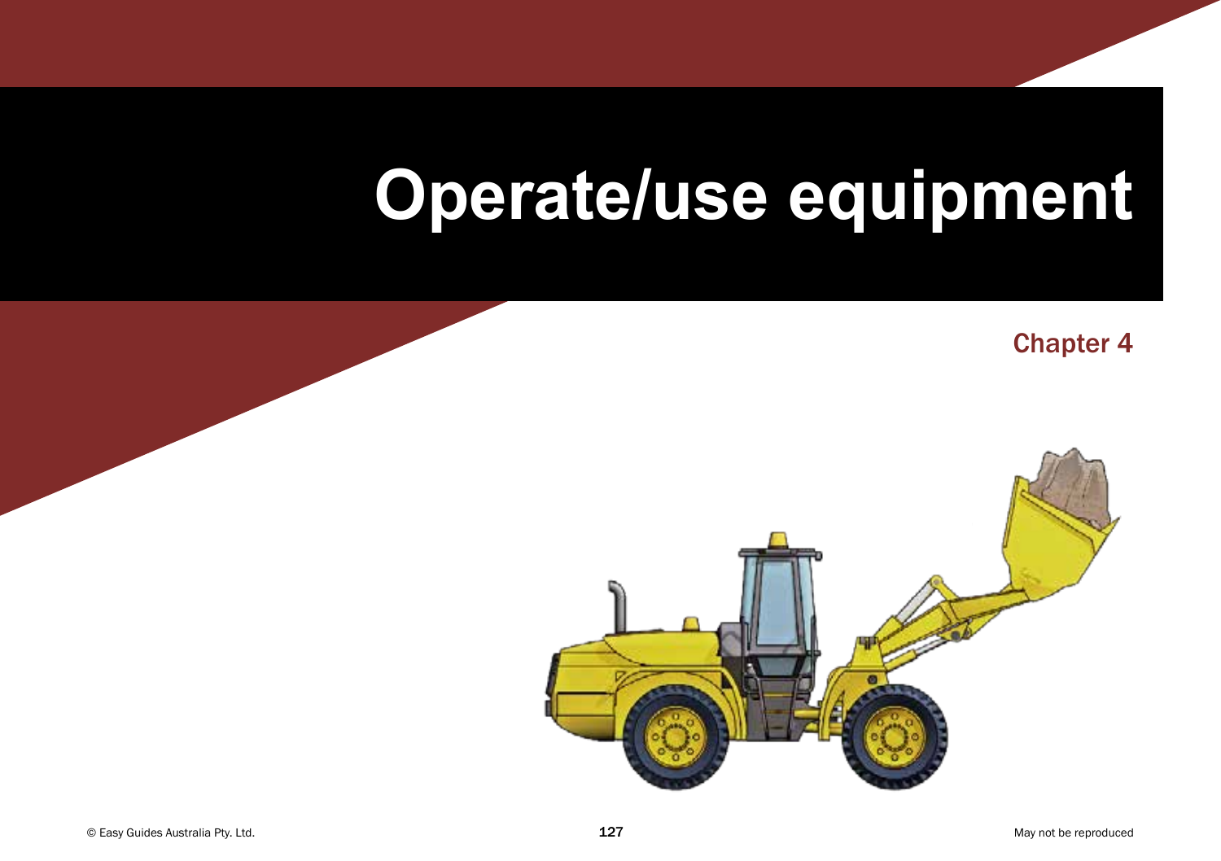# Operate/use equipment

Chapter 4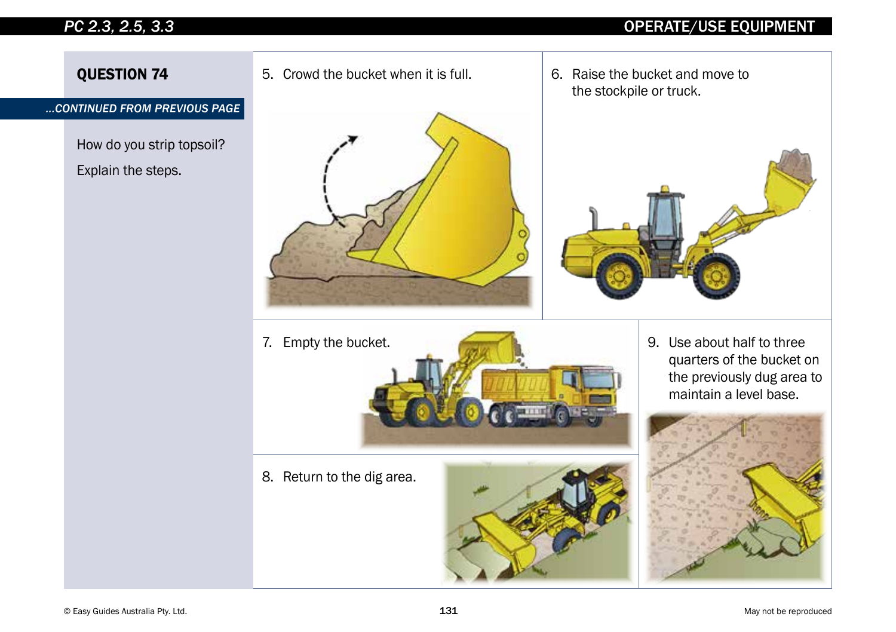## QUESTION 74

*...CONTINUED FROM PREVIOUS PAGE*

How do you strip topsoil?

Explain the steps.

5. Crowd the bucket when it is full.

6. Raise the bucket and move to the stockpile or truck.

7. Empty the bucket.

8. Return to the dig area.

9. Use about half to three quarters of the bucket on the previously dug area to maintain a level base.